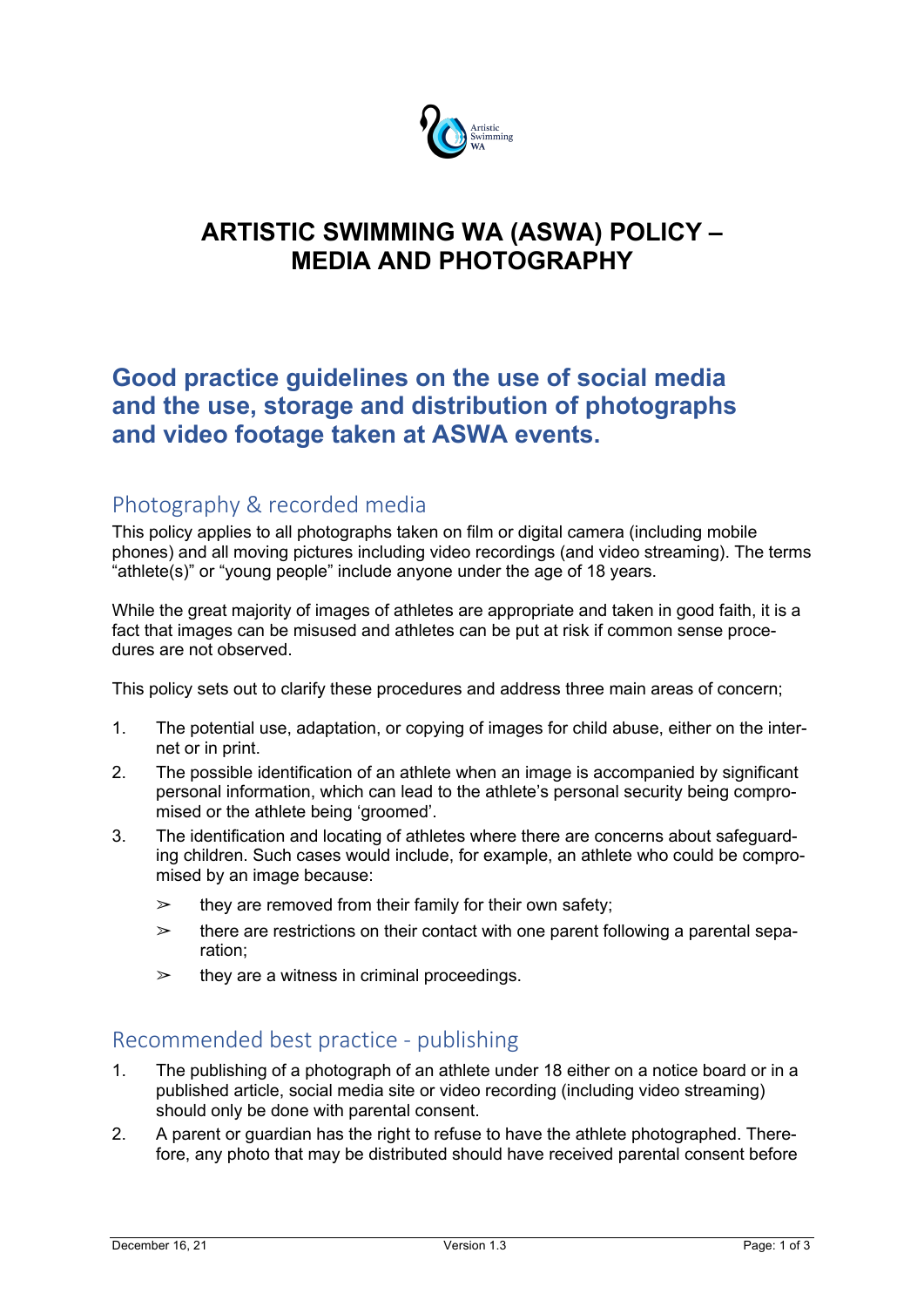# ARTISTIC SWIMMING WA (ASWA) POLICY – MEDIA AND PHOTOGRAPHY

## Good practice guidelines on the use of social media and the use, storage and distribution of photographs and video footage taken at ASWA events.

### Photography & recorded media

This policy applies to all photographs taken on film or digital camera (including mobile phones) and all moving pictures including video recordings (and video streaming). The terms "athlete(s)" or "young people" include anyone under the age of 18 years.

While the great majority of images of athletes are appropriate and taken in good faith, it is a fact that images can be misused and athletes can be put at risk if common sense procedures are not observed.

This policy sets out to clarify these procedures and address three main areas of concern;

1. The potential use, adaptation, or copying of images for child abuse, either on the internet or in print.
2. The possible identification of an athlete when an image is accompanied by significant personal information, which can lead to the athlete's personal security being compromised or the athlete being 'groomed'.
3. The identification and locating of athletes where there are concerns about safeguarding children. Such cases would include, for example, an athlete who could be compromised by an image because:
   - they are removed from their family for their own safety;
   - there are restrictions on their contact with one parent following a parental separation;
   - they are a witness in criminal proceedings.

### Recommended best practice - publishing

1. The publishing of a photograph of an athlete under 18 either on a notice board or in a published article, social media site or video recording (including video streaming) should only be done with parental consent.
2. A parent or guardian has the right to refuse to have the athlete photographed. Therefore, any photo that may be distributed should have received parental consent before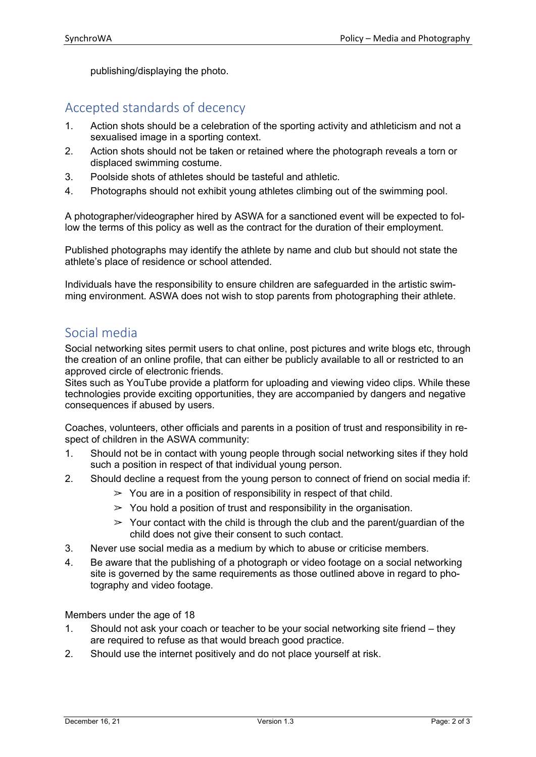publishing/displaying the photo.

## Accepted standards of decency

1. Action shots should be a celebration of the sporting activity and athleticism and not a sexualised image in a sporting context.
2. Action shots should not be taken or retained where the photograph reveals a torn or displaced swimming costume.
3. Poolside shots of athletes should be tasteful and athletic.
4. Photographs should not exhibit young athletes climbing out of the swimming pool.

A photographer/videographer hired by ASWA for a sanctioned event will be expected to follow the terms of this policy as well as the contract for the duration of their employment.

Published photographs may identify the athlete by name and club but should not state the athlete's place of residence or school attended.

Individuals have the responsibility to ensure children are safeguarded in the artistic swimming environment. ASWA does not wish to stop parents from photographing their athlete.

## Social media

Social networking sites permit users to chat online, post pictures and write blogs etc, through the creation of an online profile, that can either be publicly available to all or restricted to an approved circle of electronic friends.
Sites such as YouTube provide a platform for uploading and viewing video clips. While these technologies provide exciting opportunities, they are accompanied by dangers and negative consequences if abused by users.

Coaches, volunteers, other officials and parents in a position of trust and responsibility in respect of children in the ASWA community:

1. Should not be in contact with young people through social networking sites if they hold such a position in respect of that individual young person.
2. Should decline a request from the young person to connect of friend on social media if:
    - You are in a position of responsibility in respect of that child.
    - You hold a position of trust and responsibility in the organisation.
    - Your contact with the child is through the club and the parent/guardian of the child does not give their consent to such contact.
3. Never use social media as a medium by which to abuse or criticise members.
4. Be aware that the publishing of a photograph or video footage on a social networking site is governed by the same requirements as those outlined above in regard to photography and video footage.

Members under the age of 18

1. Should not ask your coach or teacher to be your social networking site friend – they are required to refuse as that would breach good practice.
2. Should use the internet positively and do not place yourself at risk.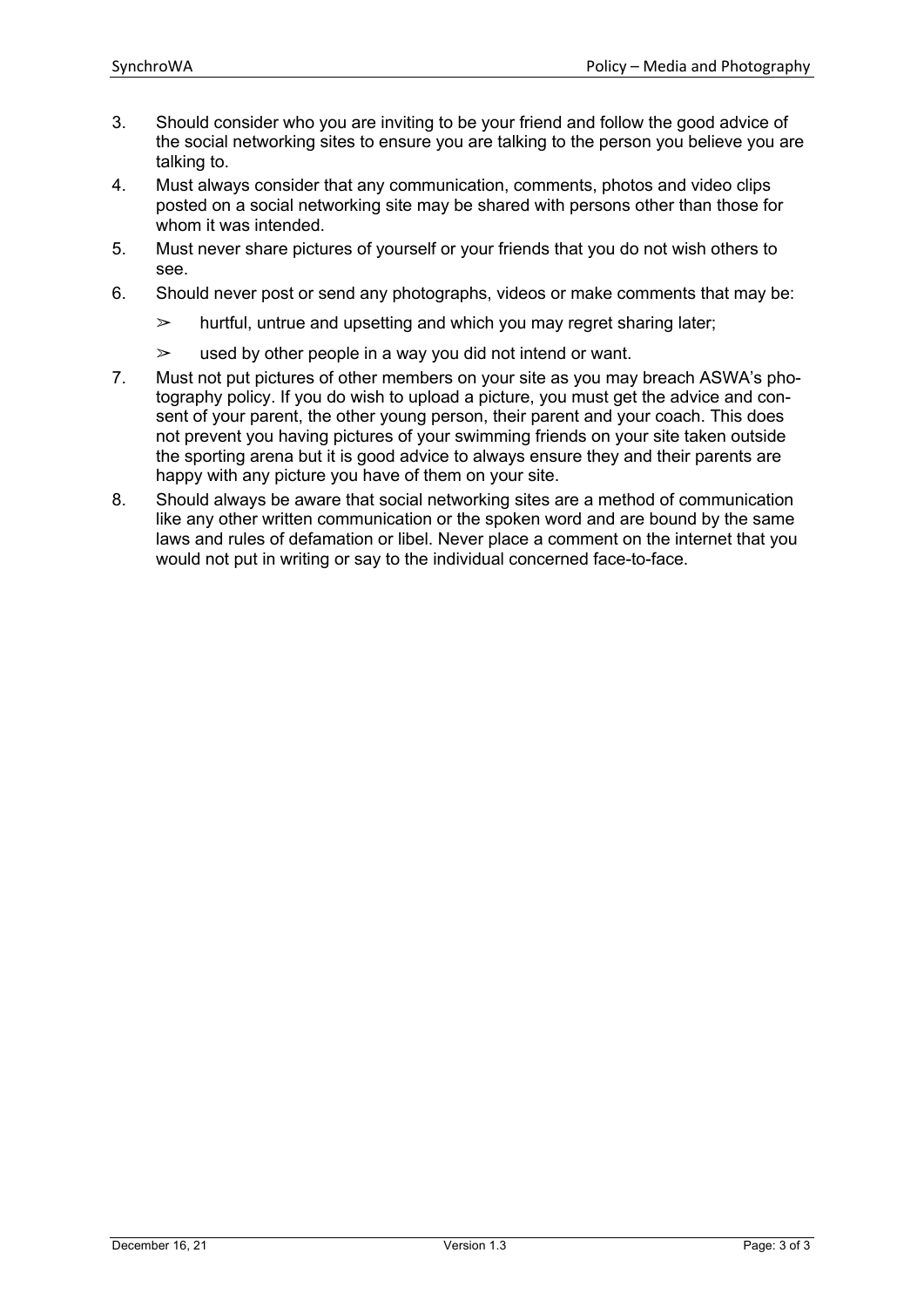3. Should consider who you are inviting to be your friend and follow the good advice of the social networking sites to ensure you are talking to the person you believe you are talking to.
4. Must always consider that any communication, comments, photos and video clips posted on a social networking site may be shared with persons other than those for whom it was intended.
5. Must never share pictures of yourself or your friends that you do not wish others to see.
6. Should never post or send any photographs, videos or make comments that may be:
   - hurtful, untrue and upsetting and which you may regret sharing later;
   - used by other people in a way you did not intend or want.
7. Must not put pictures of other members on your site as you may breach ASWA's photography policy. If you do wish to upload a picture, you must get the advice and consent of your parent, the other young person, their parent and your coach. This does not prevent you having pictures of your swimming friends on your site taken outside the sporting arena but it is good advice to always ensure they and their parents are happy with any picture you have of them on your site.
8. Should always be aware that social networking sites are a method of communication like any other written communication or the spoken word and are bound by the same laws and rules of defamation or libel. Never place a comment on the internet that you would not put in writing or say to the individual concerned face-to-face.